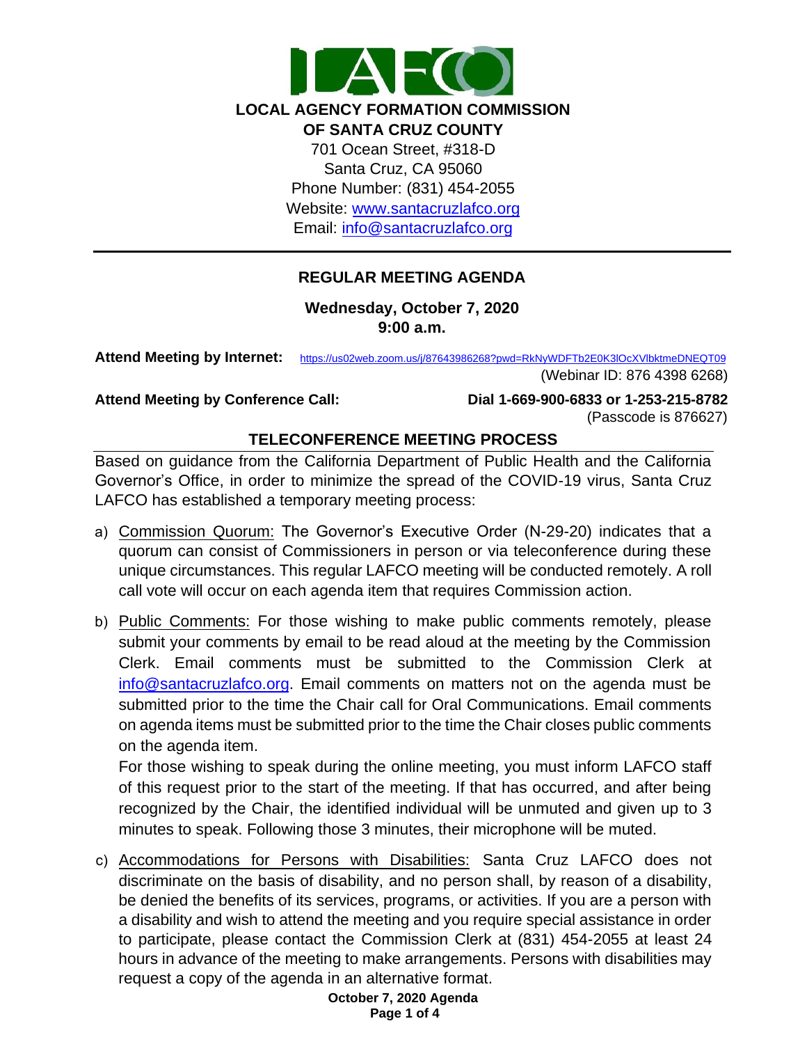# LOCAL AGENCY FORMATION COMMISSION OF SANTA CRUZ COUNTY

701 Ocean Street, #318-D
Santa Cruz, CA 95060
Phone Number: (831) 454-2055
Website: [www.santacruzlafco.org](http://www.santacruzlafco.org)
Email: [info@santacruzlafco.org](mailto:info@santacruzlafco.org)

---

## REGULAR MEETING AGENDA

**Wednesday, October 7, 2020**
**9:00 a.m.**

**Attend Meeting by Internet:** https://us02web.zoom.us/j/87643986268?pwd=RkNyWDFTb2E0K3lOcXVlbktmeDNEQT09
(Webinar ID: 876 4398 6268)

**Attend Meeting by Conference Call:** **Dial 1-669-900-6833 or 1-253-215-8782**
(Passcode is 876627)

### TELECONFERENCE MEETING PROCESS

Based on guidance from the California Department of Public Health and the California Governor's Office, in order to minimize the spread of the COVID-19 virus, Santa Cruz LAFCO has established a temporary meeting process:

a) Commission Quorum: The Governor's Executive Order (N-29-20) indicates that a quorum can consist of Commissioners in person or via teleconference during these unique circumstances. This regular LAFCO meeting will be conducted remotely. A roll call vote will occur on each agenda item that requires Commission action.

b) Public Comments: For those wishing to make public comments remotely, please submit your comments by email to be read aloud at the meeting by the Commission Clerk. Email comments must be submitted to the Commission Clerk at [info@santacruzlafco.org](mailto:info@santacruzlafco.org). Email comments on matters not on the agenda must be submitted prior to the time the Chair call for Oral Communications. Email comments on agenda items must be submitted prior to the time the Chair closes public comments on the agenda item.

   For those wishing to speak during the online meeting, you must inform LAFCO staff of this request prior to the start of the meeting. If that has occurred, and after being recognized by the Chair, the identified individual will be unmuted and given up to 3 minutes to speak. Following those 3 minutes, their microphone will be muted.

c) Accommodations for Persons with Disabilities: Santa Cruz LAFCO does not discriminate on the basis of disability, and no person shall, by reason of a disability, be denied the benefits of its services, programs, or activities. If you are a person with a disability and wish to attend the meeting and you require special assistance in order to participate, please contact the Commission Clerk at (831) 454-2055 at least 24 hours in advance of the meeting to make arrangements. Persons with disabilities may request a copy of the agenda in an alternative format.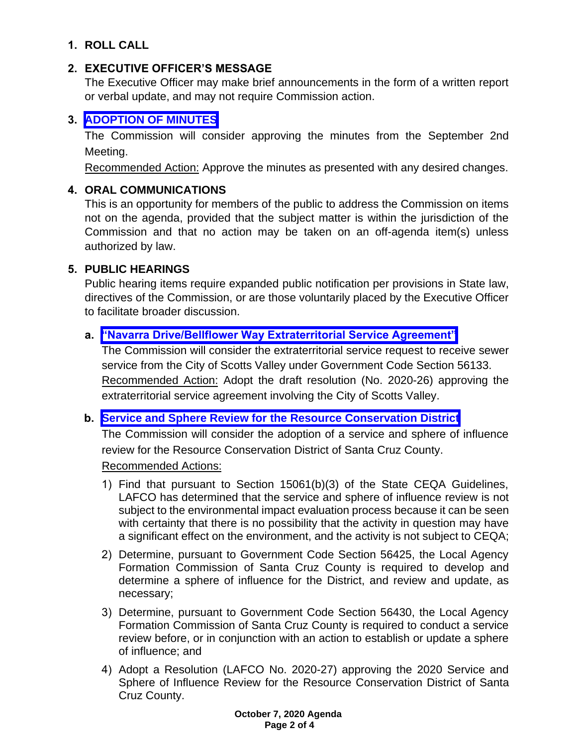## 1. ROLL CALL

## 2. EXECUTIVE OFFICER'S MESSAGE

The Executive Officer may make brief announcements in the form of a written report or verbal update, and may not require Commission action.

## 3. ADOPTION OF MINUTES

The Commission will consider approving the minutes from the September 2nd Meeting.

Recommended Action: Approve the minutes as presented with any desired changes.

## 4. ORAL COMMUNICATIONS

This is an opportunity for members of the public to address the Commission on items not on the agenda, provided that the subject matter is within the jurisdiction of the Commission and that no action may be taken on an off-agenda item(s) unless authorized by law.

## 5. PUBLIC HEARINGS

Public hearing items require expanded public notification per provisions in State law, directives of the Commission, or are those voluntarily placed by the Executive Officer to facilitate broader discussion.

**a. "Navarra Drive/Bellflower Way Extraterritorial Service Agreement"**

The Commission will consider the extraterritorial service request to receive sewer service from the City of Scotts Valley under Government Code Section 56133.

Recommended Action: Adopt the draft resolution (No. 2020-26) approving the extraterritorial service agreement involving the City of Scotts Valley.

**b. Service and Sphere Review for the Resource Conservation District**

The Commission will consider the adoption of a service and sphere of influence review for the Resource Conservation District of Santa Cruz County.

Recommended Actions:

1) Find that pursuant to Section 15061(b)(3) of the State CEQA Guidelines, LAFCO has determined that the service and sphere of influence review is not subject to the environmental impact evaluation process because it can be seen with certainty that there is no possibility that the activity in question may have a significant effect on the environment, and the activity is not subject to CEQA;
2) Determine, pursuant to Government Code Section 56425, the Local Agency Formation Commission of Santa Cruz County is required to develop and determine a sphere of influence for the District, and review and update, as necessary;
3) Determine, pursuant to Government Code Section 56430, the Local Agency Formation Commission of Santa Cruz County is required to conduct a service review before, or in conjunction with an action to establish or update a sphere of influence; and
4) Adopt a Resolution (LAFCO No. 2020-27) approving the 2020 Service and Sphere of Influence Review for the Resource Conservation District of Santa Cruz County.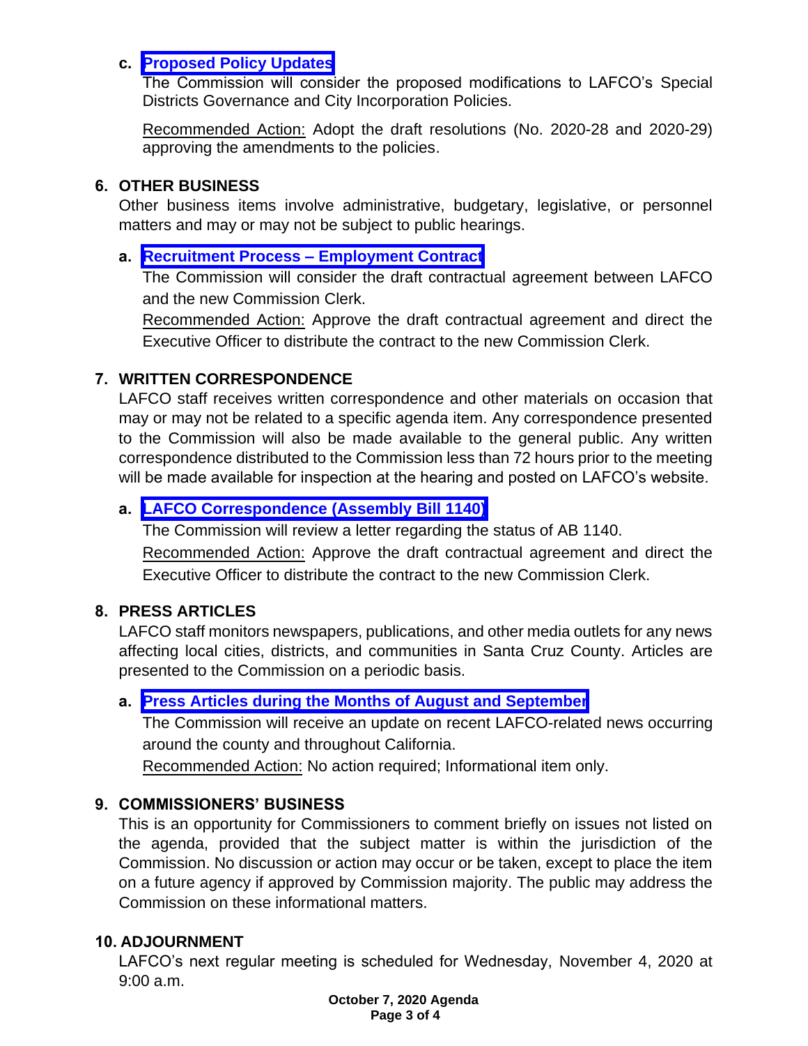c. **Proposed Policy Updates**

The Commission will consider the proposed modifications to LAFCO's Special Districts Governance and City Incorporation Policies.

Recommended Action: Adopt the draft resolutions (No. 2020-28 and 2020-29) approving the amendments to the policies.

## 6. OTHER BUSINESS

Other business items involve administrative, budgetary, legislative, or personnel matters and may or may not be subject to public hearings.

a. **Recruitment Process – Employment Contract**

The Commission will consider the draft contractual agreement between LAFCO and the new Commission Clerk.

Recommended Action: Approve the draft contractual agreement and direct the Executive Officer to distribute the contract to the new Commission Clerk.

## 7. WRITTEN CORRESPONDENCE

LAFCO staff receives written correspondence and other materials on occasion that may or may not be related to a specific agenda item. Any correspondence presented to the Commission will also be made available to the general public. Any written correspondence distributed to the Commission less than 72 hours prior to the meeting will be made available for inspection at the hearing and posted on LAFCO's website.

a. **LAFCO Correspondence (Assembly Bill 1140)**

The Commission will review a letter regarding the status of AB 1140.

Recommended Action: Approve the draft contractual agreement and direct the Executive Officer to distribute the contract to the new Commission Clerk.

## 8. PRESS ARTICLES

LAFCO staff monitors newspapers, publications, and other media outlets for any news affecting local cities, districts, and communities in Santa Cruz County. Articles are presented to the Commission on a periodic basis.

a. **Press Articles during the Months of August and September**

The Commission will receive an update on recent LAFCO-related news occurring around the county and throughout California.

Recommended Action: No action required; Informational item only.

## 9. COMMISSIONERS' BUSINESS

This is an opportunity for Commissioners to comment briefly on issues not listed on the agenda, provided that the subject matter is within the jurisdiction of the Commission. No discussion or action may occur or be taken, except to place the item on a future agency if approved by Commission majority. The public may address the Commission on these informational matters.

## 10. ADJOURNMENT

LAFCO's next regular meeting is scheduled for Wednesday, November 4, 2020 at 9:00 a.m.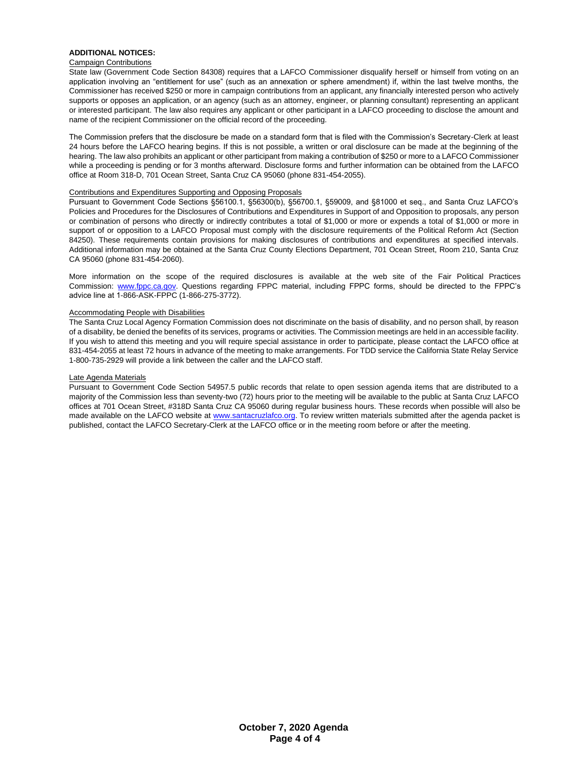**ADDITIONAL NOTICES:**

Campaign Contributions

State law (Government Code Section 84308) requires that a LAFCO Commissioner disqualify herself or himself from voting on an application involving an "entitlement for use" (such as an annexation or sphere amendment) if, within the last twelve months, the Commissioner has received $250 or more in campaign contributions from an applicant, any financially interested person who actively supports or opposes an application, or an agency (such as an attorney, engineer, or planning consultant) representing an applicant or interested participant. The law also requires any applicant or other participant in a LAFCO proceeding to disclose the amount and name of the recipient Commissioner on the official record of the proceeding.

The Commission prefers that the disclosure be made on a standard form that is filed with the Commission's Secretary-Clerk at least 24 hours before the LAFCO hearing begins. If this is not possible, a written or oral disclosure can be made at the beginning of the hearing. The law also prohibits an applicant or other participant from making a contribution of $250 or more to a LAFCO Commissioner while a proceeding is pending or for 3 months afterward. Disclosure forms and further information can be obtained from the LAFCO office at Room 318-D, 701 Ocean Street, Santa Cruz CA 95060 (phone 831-454-2055).

Contributions and Expenditures Supporting and Opposing Proposals

Pursuant to Government Code Sections §56100.1, §56300(b), §56700.1, §59009, and §81000 et seq., and Santa Cruz LAFCO's Policies and Procedures for the Disclosures of Contributions and Expenditures in Support of and Opposition to proposals, any person or combination of persons who directly or indirectly contributes a total of $1,000 or more or expends a total of $1,000 or more in support of or opposition to a LAFCO Proposal must comply with the disclosure requirements of the Political Reform Act (Section 84250). These requirements contain provisions for making disclosures of contributions and expenditures at specified intervals. Additional information may be obtained at the Santa Cruz County Elections Department, 701 Ocean Street, Room 210, Santa Cruz CA 95060 (phone 831-454-2060).

More information on the scope of the required disclosures is available at the web site of the Fair Political Practices Commission: www.fppc.ca.gov. Questions regarding FPPC material, including FPPC forms, should be directed to the FPPC's advice line at 1-866-ASK-FPPC (1-866-275-3772).

Accommodating People with Disabilities

The Santa Cruz Local Agency Formation Commission does not discriminate on the basis of disability, and no person shall, by reason of a disability, be denied the benefits of its services, programs or activities. The Commission meetings are held in an accessible facility. If you wish to attend this meeting and you will require special assistance in order to participate, please contact the LAFCO office at 831-454-2055 at least 72 hours in advance of the meeting to make arrangements. For TDD service the California State Relay Service 1-800-735-2929 will provide a link between the caller and the LAFCO staff.

Late Agenda Materials

Pursuant to Government Code Section 54957.5 public records that relate to open session agenda items that are distributed to a majority of the Commission less than seventy-two (72) hours prior to the meeting will be available to the public at Santa Cruz LAFCO offices at 701 Ocean Street, #318D Santa Cruz CA 95060 during regular business hours. These records when possible will also be made available on the LAFCO website at www.santacruzlafco.org. To review written materials submitted after the agenda packet is published, contact the LAFCO Secretary-Clerk at the LAFCO office or in the meeting room before or after the meeting.